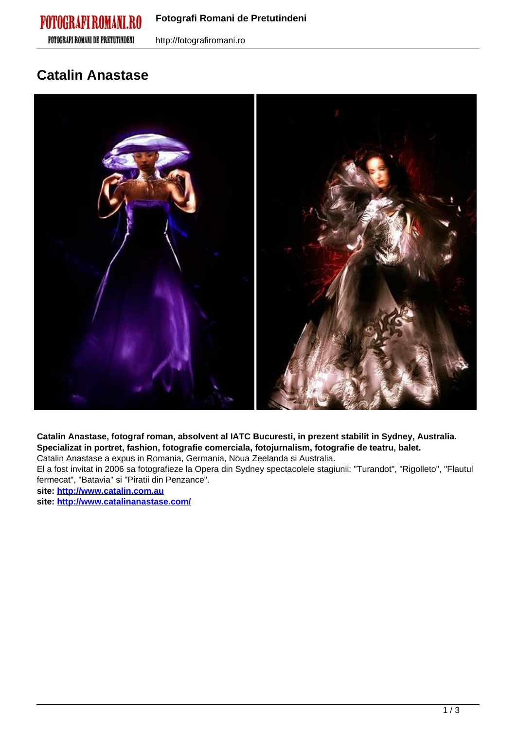# Catalin Anastase

**Catalin Anastase, fotograf roman, absolvent al IATC Bucuresti, in prezent stabilit in Sydney, Australia. Specializat in portret, fashion, fotografie comerciala, fotojurnalism, fotografie de teatru, balet.**

Catalin Anastase a expus in Romania, Germania, Noua Zeelanda si Australia.

El a fost invitat in 2006 sa fotografieze la Opera din Sydney spectacolele stagiunii: "Turandot", "Rigolleto", "Flautul fermecat", "Batavia" si "Piratii din Penzance".

**site: [http://www.catalin.com.au](http://www.catalin.com.au)**

**site: [http://www.catalinanastase.com/](http://www.catalinanastase.com/)**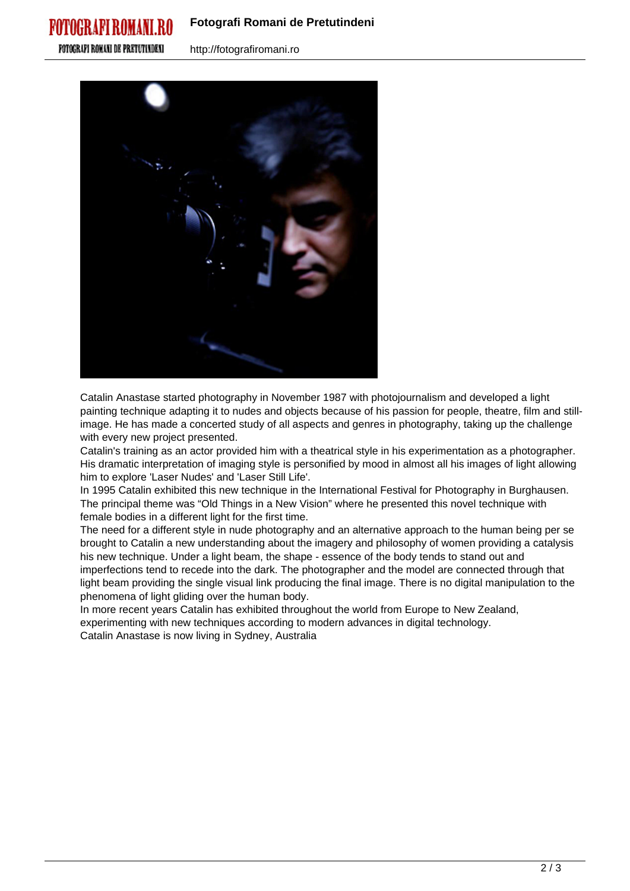Catalin Anastase started photography in November 1987 with photojournalism and developed a light painting technique adapting it to nudes and objects because of his passion for people, theatre, film and still-image. He has made a concerted study of all aspects and genres in photography, taking up the challenge with every new project presented.

Catalin's training as an actor provided him with a theatrical style in his experimentation as a photographer. His dramatic interpretation of imaging style is personified by mood in almost all his images of light allowing him to explore 'Laser Nudes' and 'Laser Still Life'.

In 1995 Catalin exhibited this new technique in the International Festival for Photography in Burghausen. The principal theme was “Old Things in a New Vision” where he presented this novel technique with female bodies in a different light for the first time.

The need for a different style in nude photography and an alternative approach to the human being per se brought to Catalin a new understanding about the imagery and philosophy of women providing a catalysis his new technique. Under a light beam, the shape - essence of the body tends to stand out and imperfections tend to recede into the dark. The photographer and the model are connected through that light beam providing the single visual link producing the final image. There is no digital manipulation to the phenomena of light gliding over the human body.

In more recent years Catalin has exhibited throughout the world from Europe to New Zealand, experimenting with new techniques according to modern advances in digital technology.

Catalin Anastase is now living in Sydney, Australia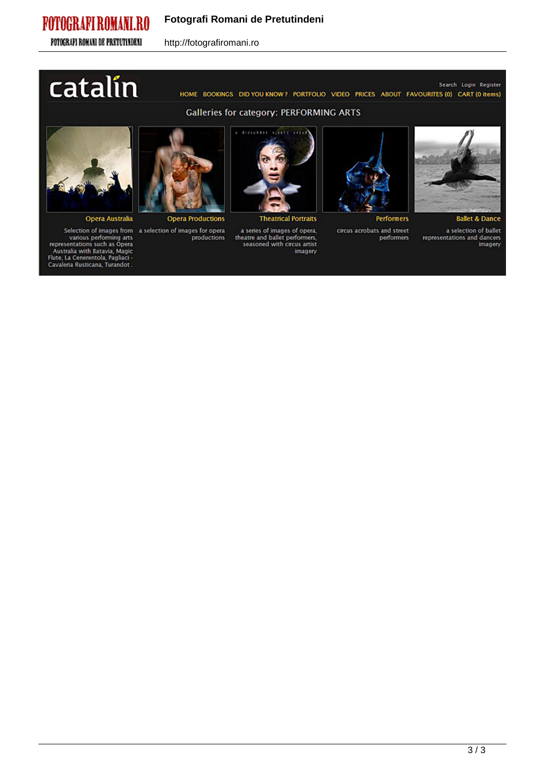catalin

HOME BOOKINGS DID YOU KNOW ? PORTFOLIO VIDEO PRICES ABOUT FAVOURITES (0) CART (0 items)

Search Login Register

Galleries for category: PERFORMING ARTS

**Opera Australia**
Selection of images from various performing arts representations such as Opera Australia with Batavia, Magic Flute, La Cenerentola, Pagliaci - Cavaleria Rusticana, Turandot .

**Opera Productions**
a selection of images for opera productions

**Theatrical Portraits**
a series of images of opera, theatre and ballet performers, seasoned with circus artist imagery

**Performers**
circus acrobats and street performers

**Ballet & Dance**
a selection of ballet representations and dancers imagery